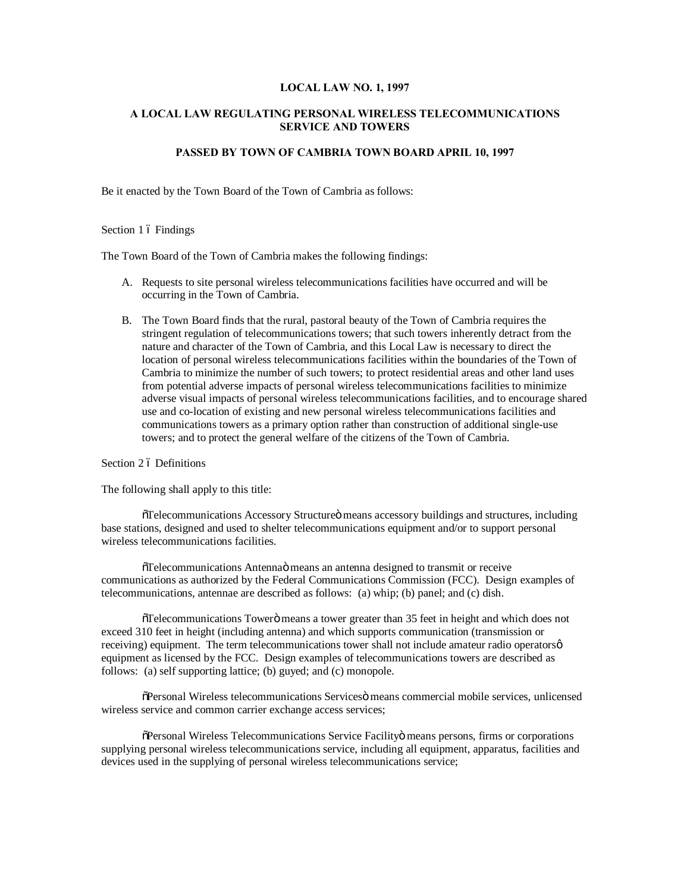# LOCAL LAW NO. 1, 1997

## A LOCAL LAW REGULATING PERSONAL WIRELESS TELECOMMUNICATIONS SERVICE AND TOWERS

### PASSED BY TOWN OF CAMBRIA TOWN BOARD APRIL 10, 1997

Be it enacted by the Town Board of the Town of Cambria as follows:

Section 1 – Findings

The Town Board of the Town of Cambria makes the following findings:

A. Requests to site personal wireless telecommunications facilities have occurred and will be occurring in the Town of Cambria.

B. The Town Board finds that the rural, pastoral beauty of the Town of Cambria requires the stringent regulation of telecommunications towers; that such towers inherently detract from the nature and character of the Town of Cambria, and this Local Law is necessary to direct the location of personal wireless telecommunications facilities within the boundaries of the Town of Cambria to minimize the number of such towers; to protect residential areas and other land uses from potential adverse impacts of personal wireless telecommunications facilities to minimize adverse visual impacts of personal wireless telecommunications facilities, and to encourage shared use and co-location of existing and new personal wireless telecommunications facilities and communications towers as a primary option rather than construction of additional single-use towers; and to protect the general welfare of the citizens of the Town of Cambria.

Section 2 – Definitions

The following shall apply to this title:

"Telecommunications Accessory Structure" means accessory buildings and structures, including base stations, designed and used to shelter telecommunications equipment and/or to support personal wireless telecommunications facilities.

"Telecommunications Antenna" means an antenna designed to transmit or receive communications as authorized by the Federal Communications Commission (FCC). Design examples of telecommunications, antennae are described as follows: (a) whip; (b) panel; and (c) dish.

"Telecommunications Tower" means a tower greater than 35 feet in height and which does not exceed 310 feet in height (including antenna) and which supports communication (transmission or receiving) equipment. The term telecommunications tower shall not include amateur radio operators' equipment as licensed by the FCC. Design examples of telecommunications towers are described as follows: (a) self supporting lattice; (b) guyed; and (c) monopole.

"Personal Wireless telecommunications Services" means commercial mobile services, unlicensed wireless service and common carrier exchange access services;

"Personal Wireless Telecommunications Service Facility" means persons, firms or corporations supplying personal wireless telecommunications service, including all equipment, apparatus, facilities and devices used in the supplying of personal wireless telecommunications service;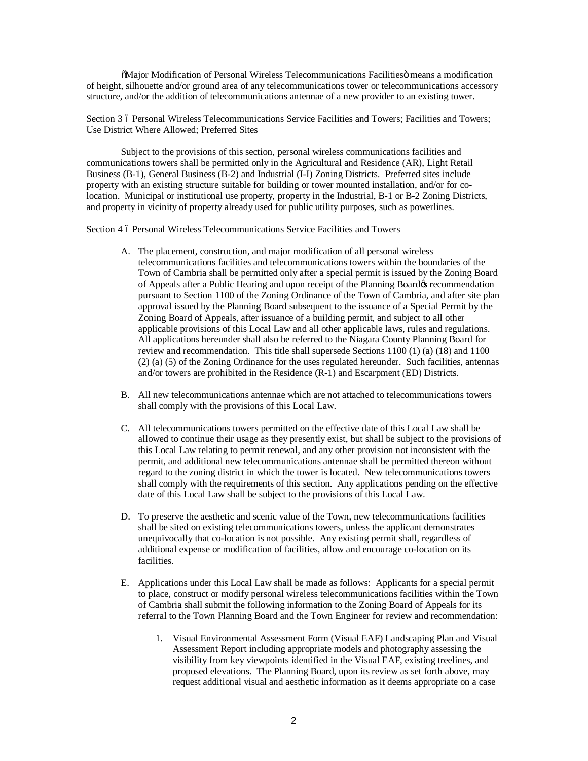"Major Modification of Personal Wireless Telecommunications Facilities" means a modification of height, silhouette and/or ground area of any telecommunications tower or telecommunications accessory structure, and/or the addition of telecommunications antennae of a new provider to an existing tower.

Section 3 – Personal Wireless Telecommunications Service Facilities and Towers; Facilities and Towers; Use District Where Allowed; Preferred Sites

Subject to the provisions of this section, personal wireless communications facilities and communications towers shall be permitted only in the Agricultural and Residence (AR), Light Retail Business (B-1), General Business (B-2) and Industrial (I-I) Zoning Districts. Preferred sites include property with an existing structure suitable for building or tower mounted installation, and/or for co-location. Municipal or institutional use property, property in the Industrial, B-1 or B-2 Zoning Districts, and property in vicinity of property already used for public utility purposes, such as powerlines.

Section 4 – Personal Wireless Telecommunications Service Facilities and Towers

A. The placement, construction, and major modification of all personal wireless telecommunications facilities and telecommunications towers within the boundaries of the Town of Cambria shall be permitted only after a special permit is issued by the Zoning Board of Appeals after a Public Hearing and upon receipt of the Planning Board's recommendation pursuant to Section 1100 of the Zoning Ordinance of the Town of Cambria, and after site plan approval issued by the Planning Board subsequent to the issuance of a Special Permit by the Zoning Board of Appeals, after issuance of a building permit, and subject to all other applicable provisions of this Local Law and all other applicable laws, rules and regulations. All applications hereunder shall also be referred to the Niagara County Planning Board for review and recommendation. This title shall supersede Sections 1100 (1) (a) (18) and 1100 (2) (a) (5) of the Zoning Ordinance for the uses regulated hereunder. Such facilities, antennas and/or towers are prohibited in the Residence (R-1) and Escarpment (ED) Districts.

B. All new telecommunications antennae which are not attached to telecommunications towers shall comply with the provisions of this Local Law.

C. All telecommunications towers permitted on the effective date of this Local Law shall be allowed to continue their usage as they presently exist, but shall be subject to the provisions of this Local Law relating to permit renewal, and any other provision not inconsistent with the permit, and additional new telecommunications antennae shall be permitted thereon without regard to the zoning district in which the tower is located. New telecommunications towers shall comply with the requirements of this section. Any applications pending on the effective date of this Local Law shall be subject to the provisions of this Local Law.

D. To preserve the aesthetic and scenic value of the Town, new telecommunications facilities shall be sited on existing telecommunications towers, unless the applicant demonstrates unequivocally that co-location is not possible. Any existing permit shall, regardless of additional expense or modification of facilities, allow and encourage co-location on its facilities.

E. Applications under this Local Law shall be made as follows: Applicants for a special permit to place, construct or modify personal wireless telecommunications facilities within the Town of Cambria shall submit the following information to the Zoning Board of Appeals for its referral to the Town Planning Board and the Town Engineer for review and recommendation:

   1. Visual Environmental Assessment Form (Visual EAF) Landscaping Plan and Visual Assessment Report including appropriate models and photography assessing the visibility from key viewpoints identified in the Visual EAF, existing treelines, and proposed elevations. The Planning Board, upon its review as set forth above, may request additional visual and aesthetic information as it deems appropriate on a case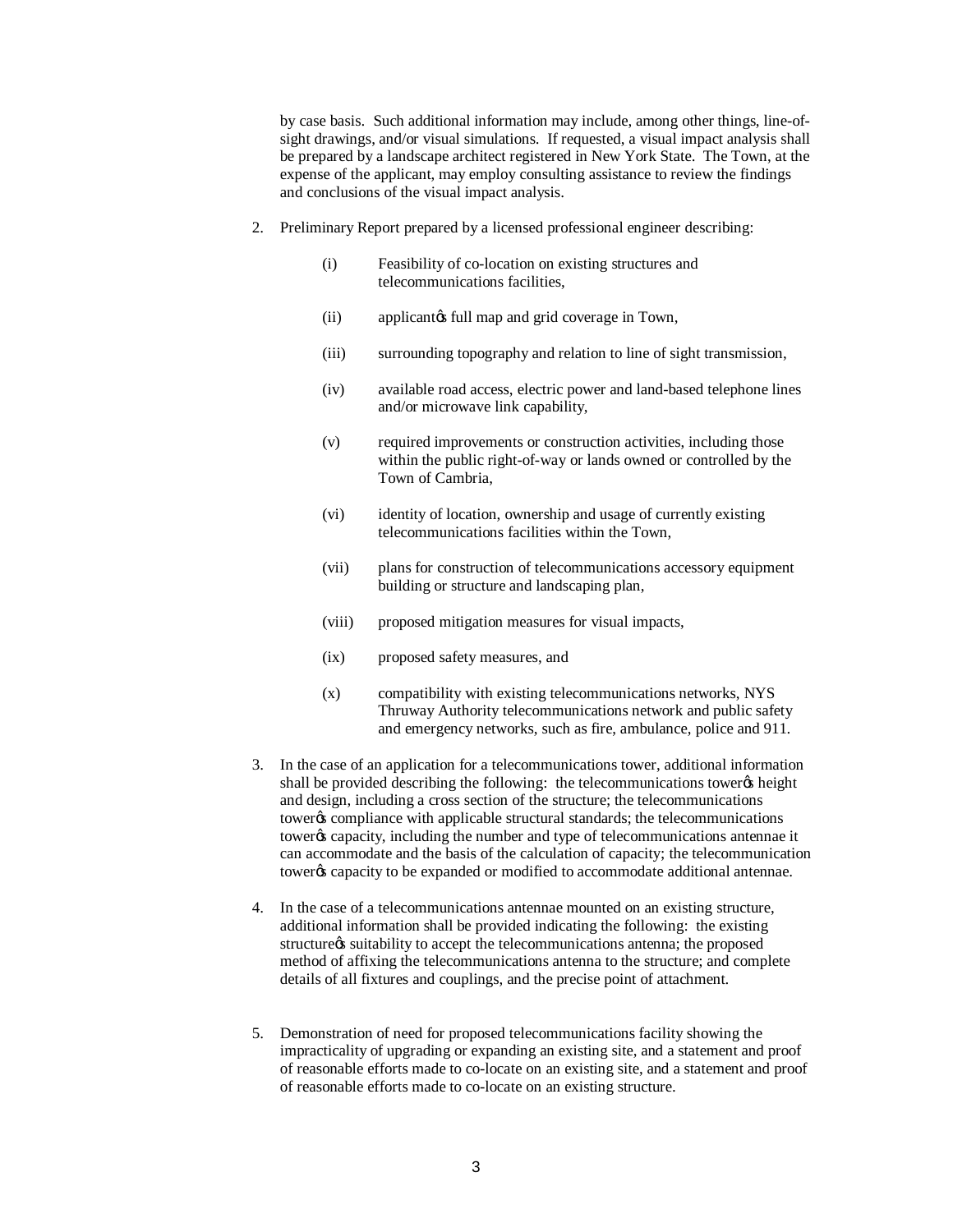by case basis. Such additional information may include, among other things, line-of-sight drawings, and/or visual simulations. If requested, a visual impact analysis shall be prepared by a landscape architect registered in New York State. The Town, at the expense of the applicant, may employ consulting assistance to review the findings and conclusions of the visual impact analysis.

2. Preliminary Report prepared by a licensed professional engineer describing:

   (i) Feasibility of co-location on existing structures and telecommunications facilities,

   (ii) applicant's full map and grid coverage in Town,

   (iii) surrounding topography and relation to line of sight transmission,

   (iv) available road access, electric power and land-based telephone lines and/or microwave link capability,

   (v) required improvements or construction activities, including those within the public right-of-way or lands owned or controlled by the Town of Cambria,

   (vi) identity of location, ownership and usage of currently existing telecommunications facilities within the Town,

   (vii) plans for construction of telecommunications accessory equipment building or structure and landscaping plan,

   (viii) proposed mitigation measures for visual impacts,

   (ix) proposed safety measures, and

   (x) compatibility with existing telecommunications networks, NYS Thruway Authority telecommunications network and public safety and emergency networks, such as fire, ambulance, police and 911.

3. In the case of an application for a telecommunications tower, additional information shall be provided describing the following: the telecommunications tower's height and design, including a cross section of the structure; the telecommunications tower's compliance with applicable structural standards; the telecommunications tower's capacity, including the number and type of telecommunications antennae it can accommodate and the basis of the calculation of capacity; the telecommunication tower's capacity to be expanded or modified to accommodate additional antennae.

4. In the case of a telecommunications antennae mounted on an existing structure, additional information shall be provided indicating the following: the existing structure's suitability to accept the telecommunications antenna; the proposed method of affixing the telecommunications antenna to the structure; and complete details of all fixtures and couplings, and the precise point of attachment.

5. Demonstration of need for proposed telecommunications facility showing the impracticality of upgrading or expanding an existing site, and a statement and proof of reasonable efforts made to co-locate on an existing site, and a statement and proof of reasonable efforts made to co-locate on an existing structure.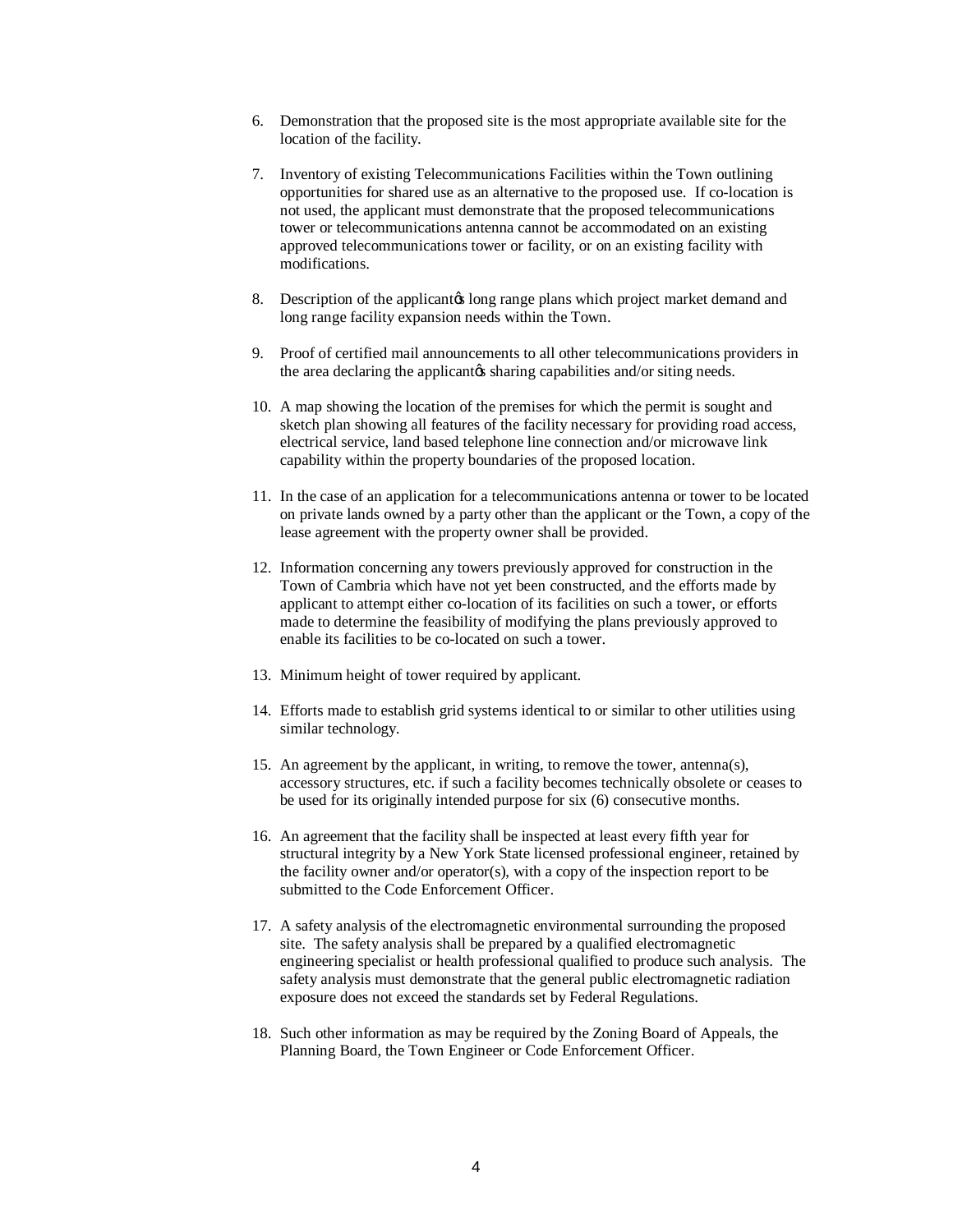6. Demonstration that the proposed site is the most appropriate available site for the location of the facility.

7. Inventory of existing Telecommunications Facilities within the Town outlining opportunities for shared use as an alternative to the proposed use. If co-location is not used, the applicant must demonstrate that the proposed telecommunications tower or telecommunications antenna cannot be accommodated on an existing approved telecommunications tower or facility, or on an existing facility with modifications.

8. Description of the applicantφs long range plans which project market demand and long range facility expansion needs within the Town.

9. Proof of certified mail announcements to all other telecommunications providers in the area declaring the applicantφs sharing capabilities and/or siting needs.

10. A map showing the location of the premises for which the permit is sought and sketch plan showing all features of the facility necessary for providing road access, electrical service, land based telephone line connection and/or microwave link capability within the property boundaries of the proposed location.

11. In the case of an application for a telecommunications antenna or tower to be located on private lands owned by a party other than the applicant or the Town, a copy of the lease agreement with the property owner shall be provided.

12. Information concerning any towers previously approved for construction in the Town of Cambria which have not yet been constructed, and the efforts made by applicant to attempt either co-location of its facilities on such a tower, or efforts made to determine the feasibility of modifying the plans previously approved to enable its facilities to be co-located on such a tower.

13. Minimum height of tower required by applicant.

14. Efforts made to establish grid systems identical to or similar to other utilities using similar technology.

15. An agreement by the applicant, in writing, to remove the tower, antenna(s), accessory structures, etc. if such a facility becomes technically obsolete or ceases to be used for its originally intended purpose for six (6) consecutive months.

16. An agreement that the facility shall be inspected at least every fifth year for structural integrity by a New York State licensed professional engineer, retained by the facility owner and/or operator(s), with a copy of the inspection report to be submitted to the Code Enforcement Officer.

17. A safety analysis of the electromagnetic environmental surrounding the proposed site. The safety analysis shall be prepared by a qualified electromagnetic engineering specialist or health professional qualified to produce such analysis. The safety analysis must demonstrate that the general public electromagnetic radiation exposure does not exceed the standards set by Federal Regulations.

18. Such other information as may be required by the Zoning Board of Appeals, the Planning Board, the Town Engineer or Code Enforcement Officer.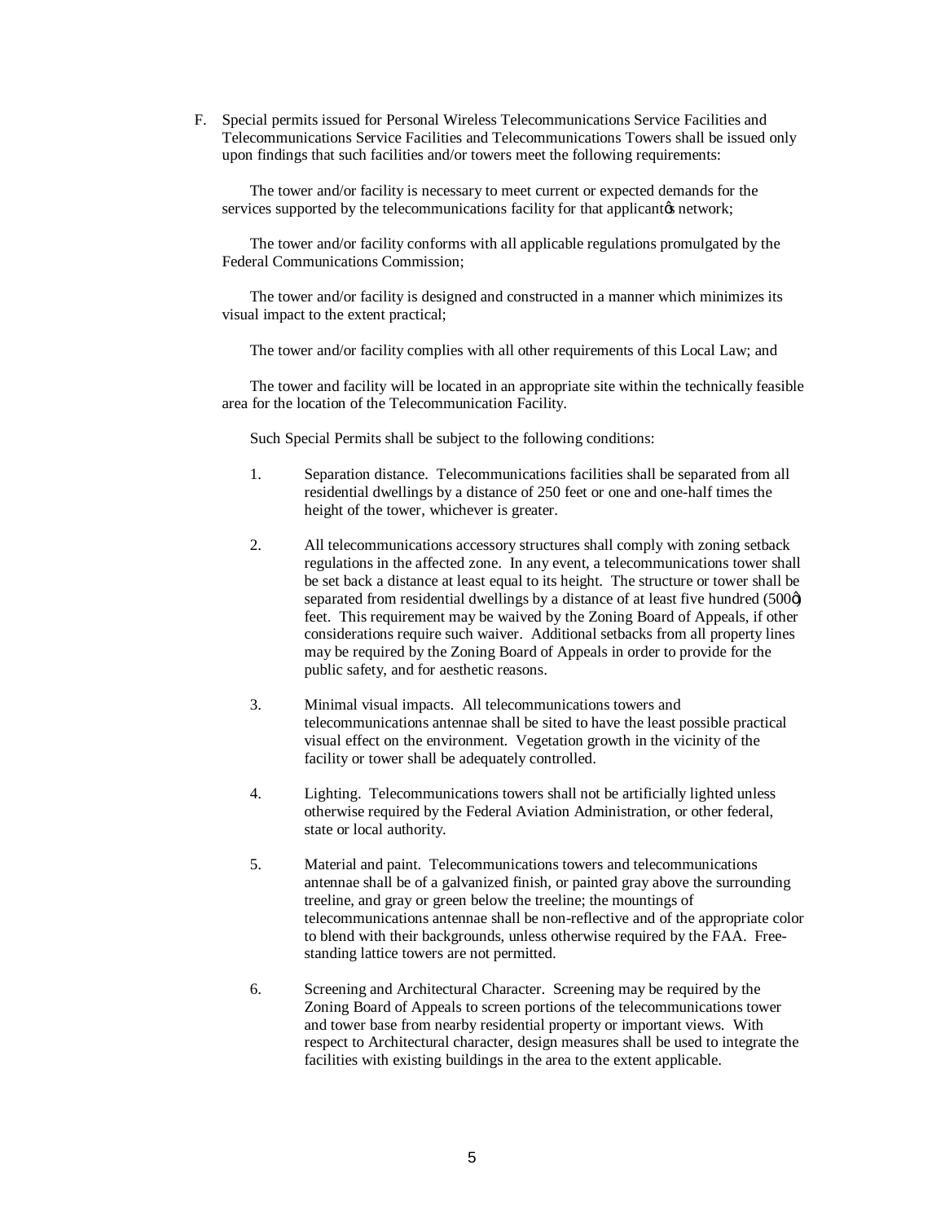F. Special permits issued for Personal Wireless Telecommunications Service Facilities and Telecommunications Service Facilities and Telecommunications Towers shall be issued only upon findings that such facilities and/or towers meet the following requirements:

The tower and/or facility is necessary to meet current or expected demands for the services supported by the telecommunications facility for that applicantφs network;

The tower and/or facility conforms with all applicable regulations promulgated by the Federal Communications Commission;

The tower and/or facility is designed and constructed in a manner which minimizes its visual impact to the extent practical;

The tower and/or facility complies with all other requirements of this Local Law; and

The tower and facility will be located in an appropriate site within the technically feasible area for the location of the Telecommunication Facility.

Such Special Permits shall be subject to the following conditions:

1. Separation distance. Telecommunications facilities shall be separated from all residential dwellings by a distance of 250 feet or one and one-half times the height of the tower, whichever is greater.

2. All telecommunications accessory structures shall comply with zoning setback regulations in the affected zone. In any event, a telecommunications tower shall be set back a distance at least equal to its height. The structure or tower shall be separated from residential dwellings by a distance of at least five hundred (500φ) feet. This requirement may be waived by the Zoning Board of Appeals, if other considerations require such waiver. Additional setbacks from all property lines may be required by the Zoning Board of Appeals in order to provide for the public safety, and for aesthetic reasons.

3. Minimal visual impacts. All telecommunications towers and telecommunications antennae shall be sited to have the least possible practical visual effect on the environment. Vegetation growth in the vicinity of the facility or tower shall be adequately controlled.

4. Lighting. Telecommunications towers shall not be artificially lighted unless otherwise required by the Federal Aviation Administration, or other federal, state or local authority.

5. Material and paint. Telecommunications towers and telecommunications antennae shall be of a galvanized finish, or painted gray above the surrounding treeline, and gray or green below the treeline; the mountings of telecommunications antennae shall be non-reflective and of the appropriate color to blend with their backgrounds, unless otherwise required by the FAA. Free-standing lattice towers are not permitted.

6. Screening and Architectural Character. Screening may be required by the Zoning Board of Appeals to screen portions of the telecommunications tower and tower base from nearby residential property or important views. With respect to Architectural character, design measures shall be used to integrate the facilities with existing buildings in the area to the extent applicable.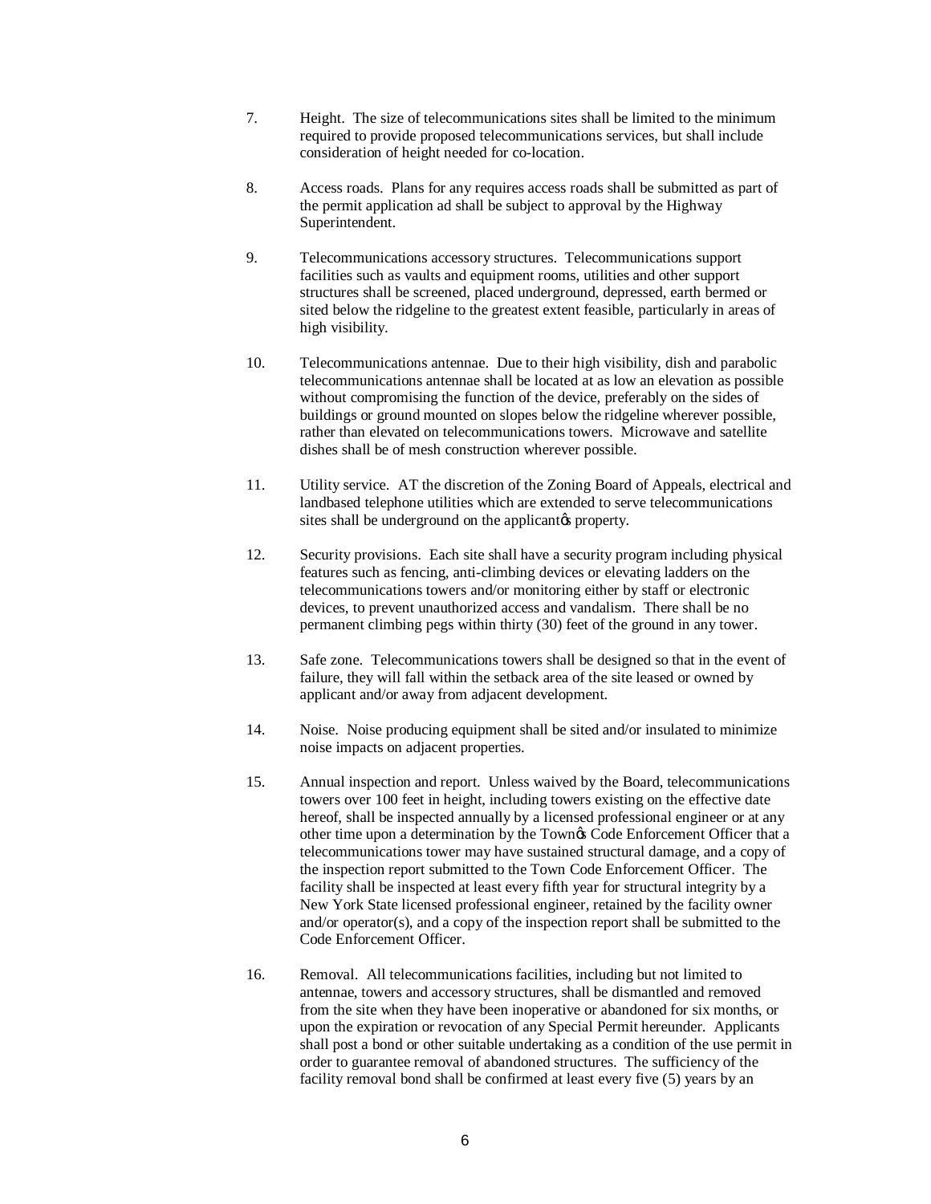7. Height. The size of telecommunications sites shall be limited to the minimum required to provide proposed telecommunications services, but shall include consideration of height needed for co-location.

8. Access roads. Plans for any requires access roads shall be submitted as part of the permit application ad shall be subject to approval by the Highway Superintendent.

9. Telecommunications accessory structures. Telecommunications support facilities such as vaults and equipment rooms, utilities and other support structures shall be screened, placed underground, depressed, earth bermed or sited below the ridgeline to the greatest extent feasible, particularly in areas of high visibility.

10. Telecommunications antennae. Due to their high visibility, dish and parabolic telecommunications antennae shall be located at as low an elevation as possible without compromising the function of the device, preferably on the sides of buildings or ground mounted on slopes below the ridgeline wherever possible, rather than elevated on telecommunications towers. Microwave and satellite dishes shall be of mesh construction wherever possible.

11. Utility service. AT the discretion of the Zoning Board of Appeals, electrical and landbased telephone utilities which are extended to serve telecommunications sites shall be underground on the applicant's property.

12. Security provisions. Each site shall have a security program including physical features such as fencing, anti-climbing devices or elevating ladders on the telecommunications towers and/or monitoring either by staff or electronic devices, to prevent unauthorized access and vandalism. There shall be no permanent climbing pegs within thirty (30) feet of the ground in any tower.

13. Safe zone. Telecommunications towers shall be designed so that in the event of failure, they will fall within the setback area of the site leased or owned by applicant and/or away from adjacent development.

14. Noise. Noise producing equipment shall be sited and/or insulated to minimize noise impacts on adjacent properties.

15. Annual inspection and report. Unless waived by the Board, telecommunications towers over 100 feet in height, including towers existing on the effective date hereof, shall be inspected annually by a licensed professional engineer or at any other time upon a determination by the Town's Code Enforcement Officer that a telecommunications tower may have sustained structural damage, and a copy of the inspection report submitted to the Town Code Enforcement Officer. The facility shall be inspected at least every fifth year for structural integrity by a New York State licensed professional engineer, retained by the facility owner and/or operator(s), and a copy of the inspection report shall be submitted to the Code Enforcement Officer.

16. Removal. All telecommunications facilities, including but not limited to antennae, towers and accessory structures, shall be dismantled and removed from the site when they have been inoperative or abandoned for six months, or upon the expiration or revocation of any Special Permit hereunder. Applicants shall post a bond or other suitable undertaking as a condition of the use permit in order to guarantee removal of abandoned structures. The sufficiency of the facility removal bond shall be confirmed at least every five (5) years by an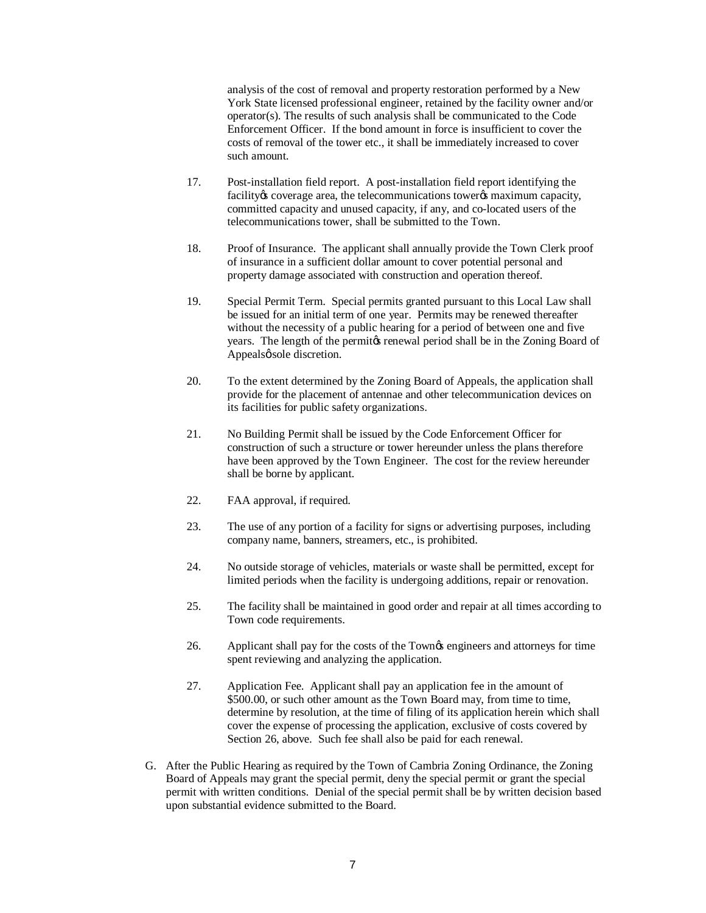analysis of the cost of removal and property restoration performed by a New York State licensed professional engineer, retained by the facility owner and/or operator(s). The results of such analysis shall be communicated to the Code Enforcement Officer. If the bond amount in force is insufficient to cover the costs of removal of the tower etc., it shall be immediately increased to cover such amount.

17. Post-installation field report. A post-installation field report identifying the facility's coverage area, the telecommunications tower's maximum capacity, committed capacity and unused capacity, if any, and co-located users of the telecommunications tower, shall be submitted to the Town.

18. Proof of Insurance. The applicant shall annually provide the Town Clerk proof of insurance in a sufficient dollar amount to cover potential personal and property damage associated with construction and operation thereof.

19. Special Permit Term. Special permits granted pursuant to this Local Law shall be issued for an initial term of one year. Permits may be renewed thereafter without the necessity of a public hearing for a period of between one and five years. The length of the permit's renewal period shall be in the Zoning Board of Appeals' sole discretion.

20. To the extent determined by the Zoning Board of Appeals, the application shall provide for the placement of antennae and other telecommunication devices on its facilities for public safety organizations.

21. No Building Permit shall be issued by the Code Enforcement Officer for construction of such a structure or tower hereunder unless the plans therefore have been approved by the Town Engineer. The cost for the review hereunder shall be borne by applicant.

22. FAA approval, if required.

23. The use of any portion of a facility for signs or advertising purposes, including company name, banners, streamers, etc., is prohibited.

24. No outside storage of vehicles, materials or waste shall be permitted, except for limited periods when the facility is undergoing additions, repair or renovation.

25. The facility shall be maintained in good order and repair at all times according to Town code requirements.

26. Applicant shall pay for the costs of the Town's engineers and attorneys for time spent reviewing and analyzing the application.

27. Application Fee. Applicant shall pay an application fee in the amount of $500.00, or such other amount as the Town Board may, from time to time, determine by resolution, at the time of filing of its application herein which shall cover the expense of processing the application, exclusive of costs covered by Section 26, above. Such fee shall also be paid for each renewal.

G. After the Public Hearing as required by the Town of Cambria Zoning Ordinance, the Zoning Board of Appeals may grant the special permit, deny the special permit or grant the special permit with written conditions. Denial of the special permit shall be by written decision based upon substantial evidence submitted to the Board.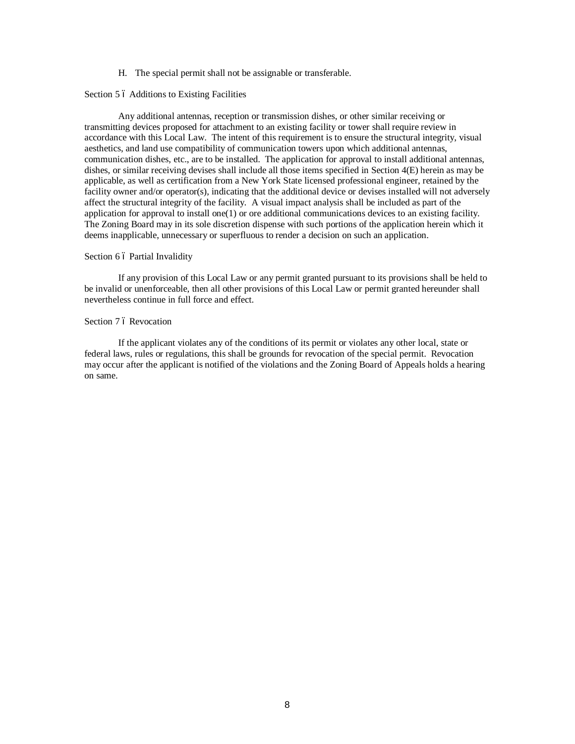H. The special permit shall not be assignable or transferable.

Section 5 ó Additions to Existing Facilities

Any additional antennas, reception or transmission dishes, or other similar receiving or transmitting devices proposed for attachment to an existing facility or tower shall require review in accordance with this Local Law. The intent of this requirement is to ensure the structural integrity, visual aesthetics, and land use compatibility of communication towers upon which additional antennas, communication dishes, etc., are to be installed. The application for approval to install additional antennas, dishes, or similar receiving devises shall include all those items specified in Section 4(E) herein as may be applicable, as well as certification from a New York State licensed professional engineer, retained by the facility owner and/or operator(s), indicating that the additional device or devises installed will not adversely affect the structural integrity of the facility. A visual impact analysis shall be included as part of the application for approval to install one(1) or ore additional communications devices to an existing facility. The Zoning Board may in its sole discretion dispense with such portions of the application herein which it deems inapplicable, unnecessary or superfluous to render a decision on such an application.

Section 6 ó Partial Invalidity

If any provision of this Local Law or any permit granted pursuant to its provisions shall be held to be invalid or unenforceable, then all other provisions of this Local Law or permit granted hereunder shall nevertheless continue in full force and effect.

Section 7 ó Revocation

If the applicant violates any of the conditions of its permit or violates any other local, state or federal laws, rules or regulations, this shall be grounds for revocation of the special permit. Revocation may occur after the applicant is notified of the violations and the Zoning Board of Appeals holds a hearing on same.